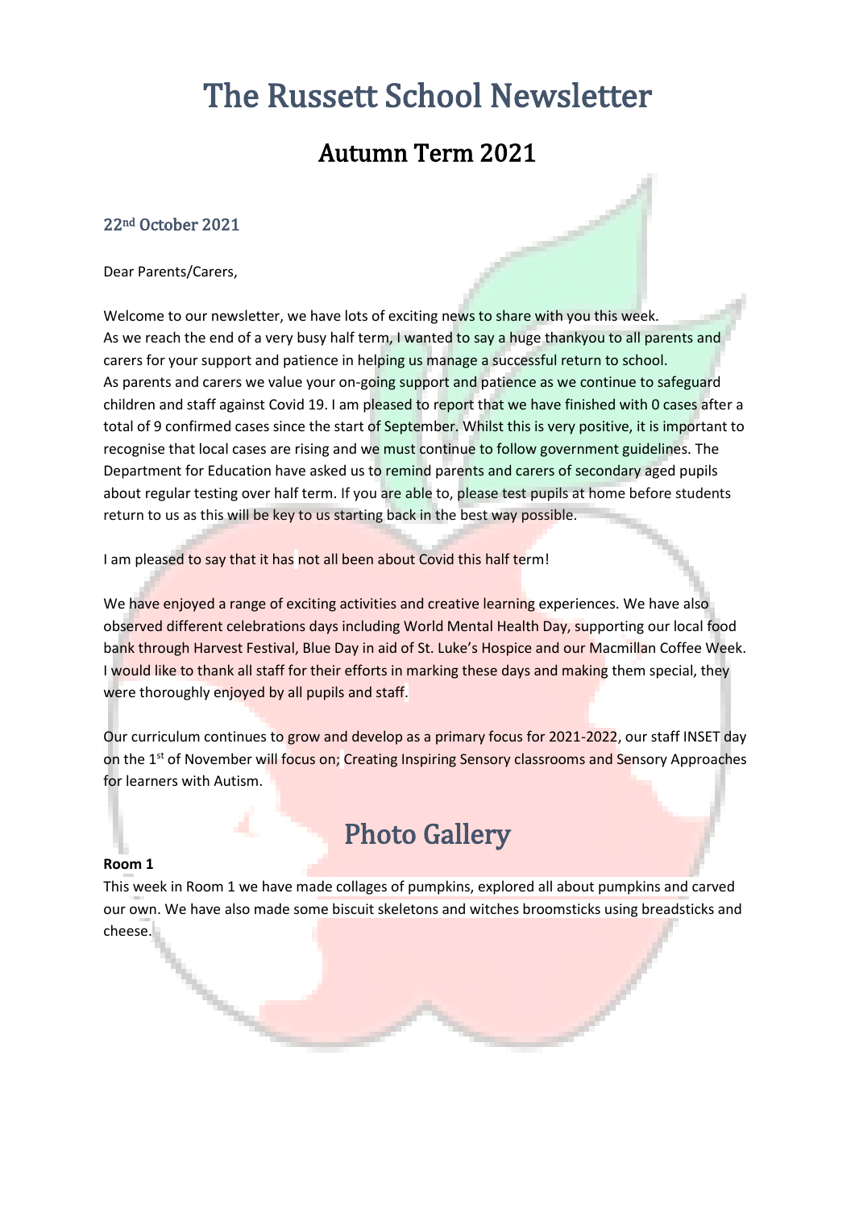# The Russett School Newsletter

## Autumn Term 2021

### 22nd October 2021

Dear Parents/Carers,

Welcome to our newsletter, we have lots of exciting news to share with you this week.
As we reach the end of a very busy half term, I wanted to say a huge thankyou to all parents and carers for your support and patience in helping us manage a successful return to school.
As parents and carers we value your on-going support and patience as we continue to safeguard children and staff against Covid 19. I am pleased to report that we have finished with 0 cases after a total of 9 confirmed cases since the start of September. Whilst this is very positive, it is important to recognise that local cases are rising and we must continue to follow government guidelines. The Department for Education have asked us to remind parents and carers of secondary aged pupils about regular testing over half term. If you are able to, please test pupils at home before students return to us as this will be key to us starting back in the best way possible.

I am pleased to say that it has not all been about Covid this half term!

We have enjoyed a range of exciting activities and creative learning experiences. We have also observed different celebrations days including World Mental Health Day, supporting our local food bank through Harvest Festival, Blue Day in aid of St. Luke's Hospice and our Macmillan Coffee Week. I would like to thank all staff for their efforts in marking these days and making them special, they were thoroughly enjoyed by all pupils and staff.

Our curriculum continues to grow and develop as a primary focus for 2021-2022, our staff INSET day on the 1st of November will focus on; Creating Inspiring Sensory classrooms and Sensory Approaches for learners with Autism.

## Photo Gallery

**Room 1**

This week in Room 1 we have made collages of pumpkins, explored all about pumpkins and carved our own. We have also made some biscuit skeletons and witches broomsticks using breadsticks and cheese.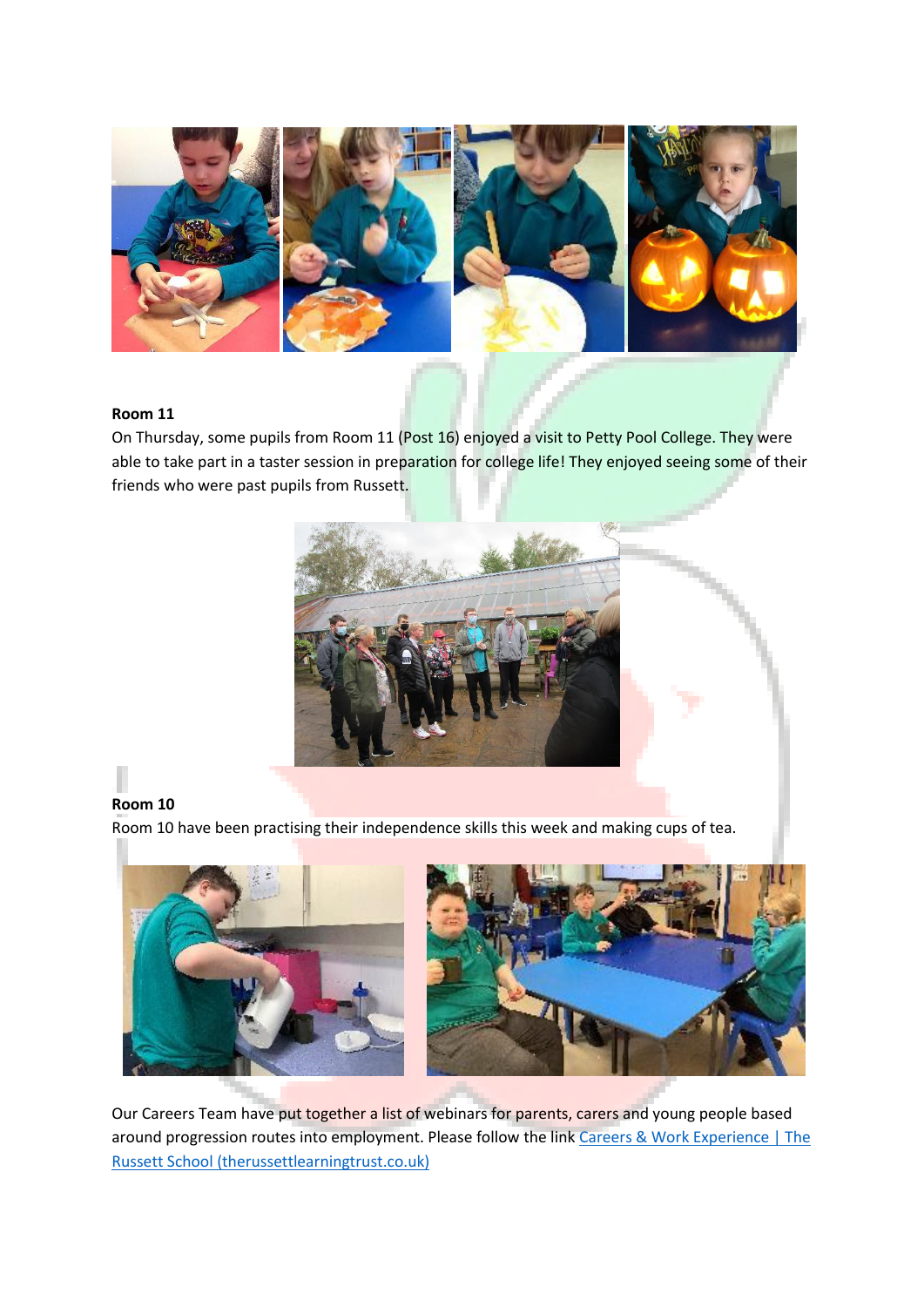**Room 11**

On Thursday, some pupils from Room 11 (Post 16) enjoyed a visit to Petty Pool College. They were able to take part in a taster session in preparation for college life! They enjoyed seeing some of their friends who were past pupils from Russett.

**Room 10**

Room 10 have been practising their independence skills this week and making cups of tea.

Our Careers Team have put together a list of webinars for parents, carers and young people based around progression routes into employment. Please follow the link [Careers & Work Experience | The Russett School (therussettlearningtrust.co.uk)]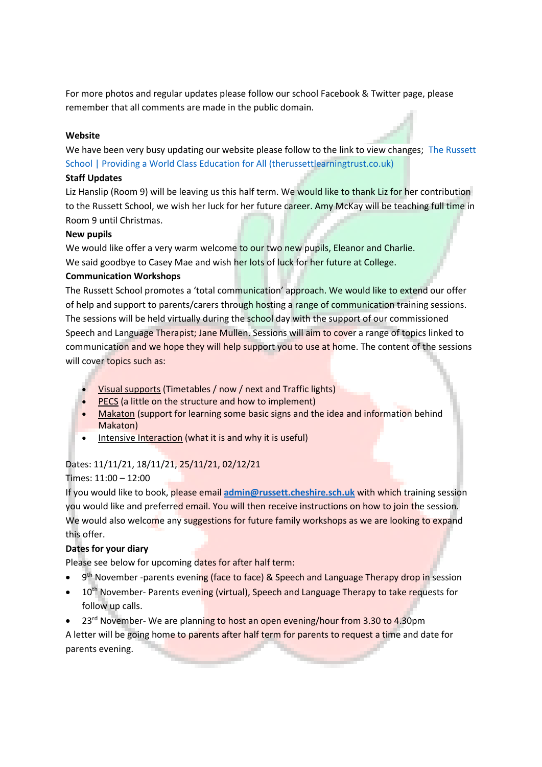For more photos and regular updates please follow our school Facebook & Twitter page, please remember that all comments are made in the public domain.

**Website**

We have been very busy updating our website please follow to the link to view changes; [The Russett School | Providing a World Class Education for All (therussettlearningtrust.co.uk)]

**Staff Updates**

Liz Hanslip (Room 9) will be leaving us this half term. We would like to thank Liz for her contribution to the Russett School, we wish her luck for her future career. Amy McKay will be teaching full time in Room 9 until Christmas.

**New pupils**

We would like offer a very warm welcome to our two new pupils, Eleanor and Charlie.
We said goodbye to Casey Mae and wish her lots of luck for her future at College.

**Communication Workshops**

The Russett School promotes a 'total communication' approach. We would like to extend our offer of help and support to parents/carers through hosting a range of communication training sessions. The sessions will be held virtually during the school day with the support of our commissioned Speech and Language Therapist; Jane Mullen. Sessions will aim to cover a range of topics linked to communication and we hope they will help support you to use at home. The content of the sessions will cover topics such as:

- Visual supports (Timetables / now / next and Traffic lights)
- PECS (a little on the structure and how to implement)
- Makaton (support for learning some basic signs and the idea and information behind Makaton)
- Intensive Interaction (what it is and why it is useful)

Dates: 11/11/21, 18/11/21, 25/11/21, 02/12/21
Times: 11:00 – 12:00
If you would like to book, please email **admin@russett.cheshire.sch.uk** with which training session you would like and preferred email. You will then receive instructions on how to join the session. We would also welcome any suggestions for future family workshops as we are looking to expand this offer.

**Dates for your diary**

Please see below for upcoming dates for after half term:

- 9th November -parents evening (face to face) & Speech and Language Therapy drop in session
- 10th November- Parents evening (virtual), Speech and Language Therapy to take requests for follow up calls.
- 23rd November- We are planning to host an open evening/hour from 3.30 to 4.30pm

A letter will be going home to parents after half term for parents to request a time and date for parents evening.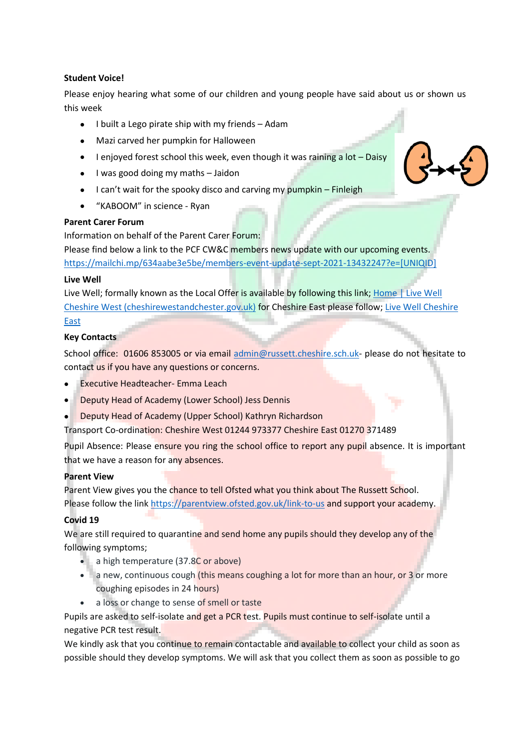**Student Voice!**

Please enjoy hearing what some of our children and young people have said about us or shown us this week

- I built a Lego pirate ship with my friends – Adam
- Mazi carved her pumpkin for Halloween
- I enjoyed forest school this week, even though it was raining a lot – Daisy
- I was good doing my maths – Jaidon
- I can't wait for the spooky disco and carving my pumpkin – Finleigh
- "KABOOM" in science - Ryan

**Parent Carer Forum**

Information on behalf of the Parent Carer Forum:
Please find below a link to the PCF CW&C members news update with our upcoming events.
https://mailchi.mp/634aabe3e5be/members-event-update-sept-2021-13432247?e=[UNIQID]

**Live Well**

Live Well; formally known as the Local Offer is available by following this link; Home | Live Well Cheshire West (cheshirewestandchester.gov.uk) for Cheshire East please follow; Live Well Cheshire East

**Key Contacts**

School office: 01606 853005 or via email admin@russett.cheshire.sch.uk- please do not hesitate to contact us if you have any questions or concerns.

- Executive Headteacher- Emma Leach
- Deputy Head of Academy (Lower School) Jess Dennis
- Deputy Head of Academy (Upper School) Kathryn Richardson

Transport Co-ordination: Cheshire West 01244 973377 Cheshire East 01270 371489

Pupil Absence: Please ensure you ring the school office to report any pupil absence. It is important that we have a reason for any absences.

**Parent View**

Parent View gives you the chance to tell Ofsted what you think about The Russett School.
Please follow the link https://parentview.ofsted.gov.uk/link-to-us and support your academy.

**Covid 19**

We are still required to quarantine and send home any pupils should they develop any of the following symptoms;

- a high temperature (37.8C or above)
- a new, continuous cough (this means coughing a lot for more than an hour, or 3 or more coughing episodes in 24 hours)
- a loss or change to sense of smell or taste

Pupils are asked to self-isolate and get a PCR test. Pupils must continue to self-isolate until a negative PCR test result.
We kindly ask that you continue to remain contactable and available to collect your child as soon as possible should they develop symptoms. We will ask that you collect them as soon as possible to go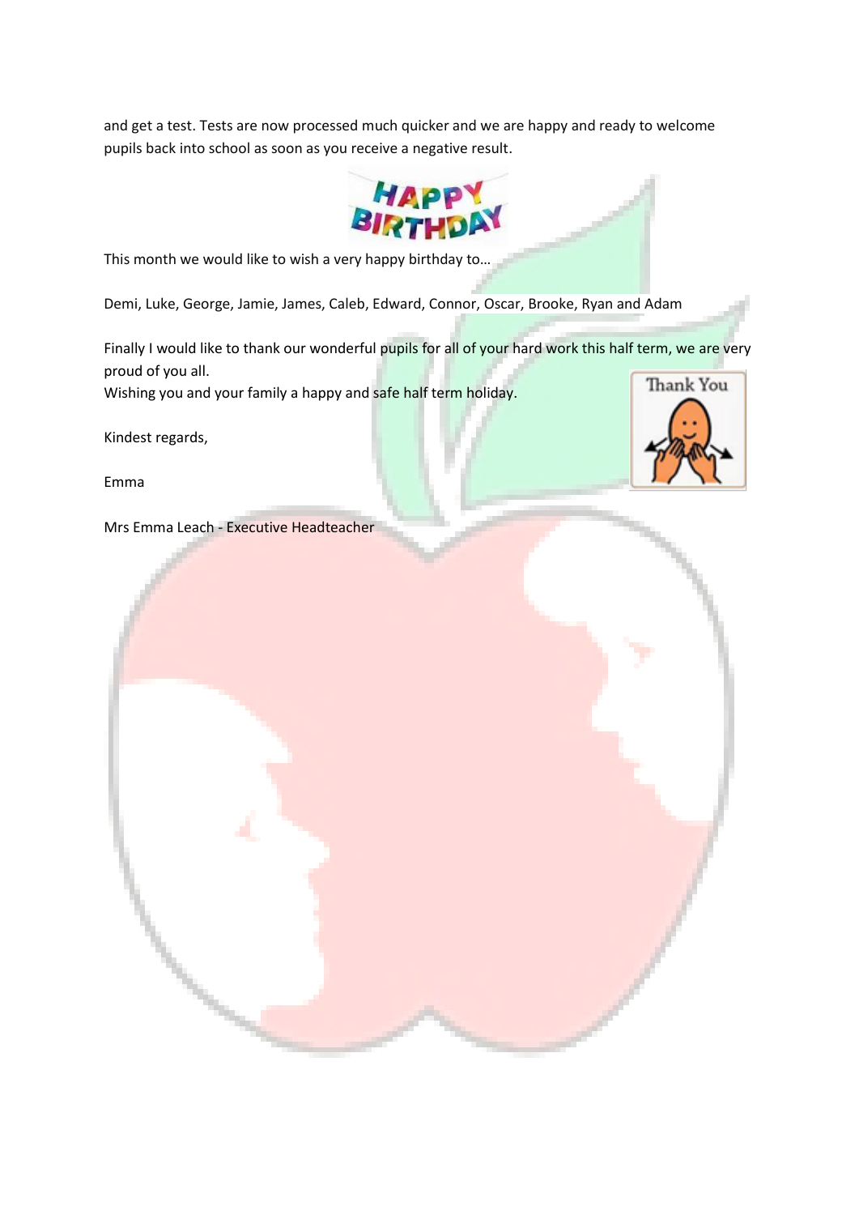and get a test. Tests are now processed much quicker and we are happy and ready to welcome pupils back into school as soon as you receive a negative result.

This month we would like to wish a very happy birthday to…

Demi, Luke, George, Jamie, James, Caleb, Edward, Connor, Oscar, Brooke, Ryan and Adam

Finally I would like to thank our wonderful pupils for all of your hard work this half term, we are very proud of you all.
Wishing you and your family a happy and safe half term holiday.

Kindest regards,

Emma

Mrs Emma Leach - Executive Headteacher